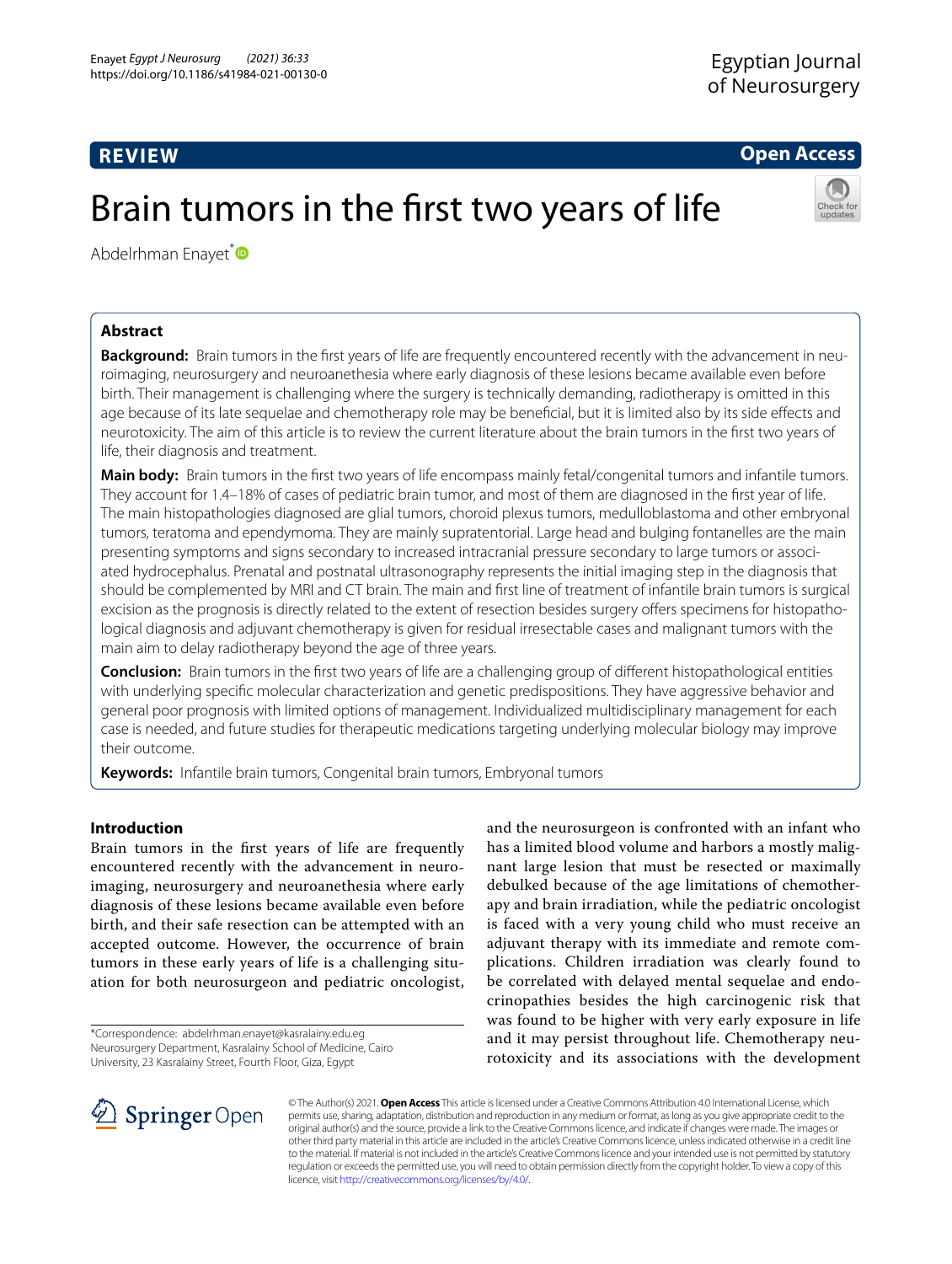REVIEW

Open Access

# Brain tumors in the first two years of life

Abdelrhman Enayet*

## Abstract

**Background:** Brain tumors in the first years of life are frequently encountered recently with the advancement in neuroimaging, neurosurgery and neuroanethesia where early diagnosis of these lesions became available even before birth. Their management is challenging where the surgery is technically demanding, radiotherapy is omitted in this age because of its late sequelae and chemotherapy role may be beneficial, but it is limited also by its side effects and neurotoxicity. The aim of this article is to review the current literature about the brain tumors in the first two years of life, their diagnosis and treatment.

**Main body:** Brain tumors in the first two years of life encompass mainly fetal/congenital tumors and infantile tumors. They account for 1.4–18% of cases of pediatric brain tumor, and most of them are diagnosed in the first year of life. The main histopathologies diagnosed are glial tumors, choroid plexus tumors, medulloblastoma and other embryonal tumors, teratoma and ependymoma. They are mainly supratentorial. Large head and bulging fontanelles are the main presenting symptoms and signs secondary to increased intracranial pressure secondary to large tumors or associated hydrocephalus. Prenatal and postnatal ultrasonography represents the initial imaging step in the diagnosis that should be complemented by MRI and CT brain. The main and first line of treatment of infantile brain tumors is surgical excision as the prognosis is directly related to the extent of resection besides surgery offers specimens for histopathological diagnosis and adjuvant chemotherapy is given for residual irresectable cases and malignant tumors with the main aim to delay radiotherapy beyond the age of three years.

**Conclusion:** Brain tumors in the first two years of life are a challenging group of different histopathological entities with underlying specific molecular characterization and genetic predispositions. They have aggressive behavior and general poor prognosis with limited options of management. Individualized multidisciplinary management for each case is needed, and future studies for therapeutic medications targeting underlying molecular biology may improve their outcome.

**Keywords:** Infantile brain tumors, Congenital brain tumors, Embryonal tumors

## Introduction

Brain tumors in the first years of life are frequently encountered recently with the advancement in neuroimaging, neurosurgery and neuroanethesia where early diagnosis of these lesions became available even before birth, and their safe resection can be attempted with an accepted outcome. However, the occurrence of brain tumors in these early years of life is a challenging situation for both neurosurgeon and pediatric oncologist, and the neurosurgeon is confronted with an infant who has a limited blood volume and harbors a mostly malignant large lesion that must be resected or maximally debulked because of the age limitations of chemotherapy and brain irradiation, while the pediatric oncologist is faced with a very young child who must receive an adjuvant therapy with its immediate and remote complications. Children irradiation was clearly found to be correlated with delayed mental sequelae and endocrinopathies besides the high carcinogenic risk that was found to be higher with very early exposure in life and it may persist throughout life. Chemotherapy neurotoxicity and its associations with the development

*Correspondence: abdelrhman.enayet@kasralainy.edu.eg
Neurosurgery Department, Kasralainy School of Medicine, Cairo University, 23 Kasralainy Street, Fourth Floor, Giza, Egypt

© The Author(s) 2021. **Open Access** This article is licensed under a Creative Commons Attribution 4.0 International License, which permits use, sharing, adaptation, distribution and reproduction in any medium or format, as long as you give appropriate credit to the original author(s) and the source, provide a link to the Creative Commons licence, and indicate if changes were made. The images or other third party material in this article are included in the article's Creative Commons licence, unless indicated otherwise in a credit line to the material. If material is not included in the article's Creative Commons licence and your intended use is not permitted by statutory regulation or exceeds the permitted use, you will need to obtain permission directly from the copyright holder. To view a copy of this licence, visit http://creativecommons.org/licenses/by/4.0/.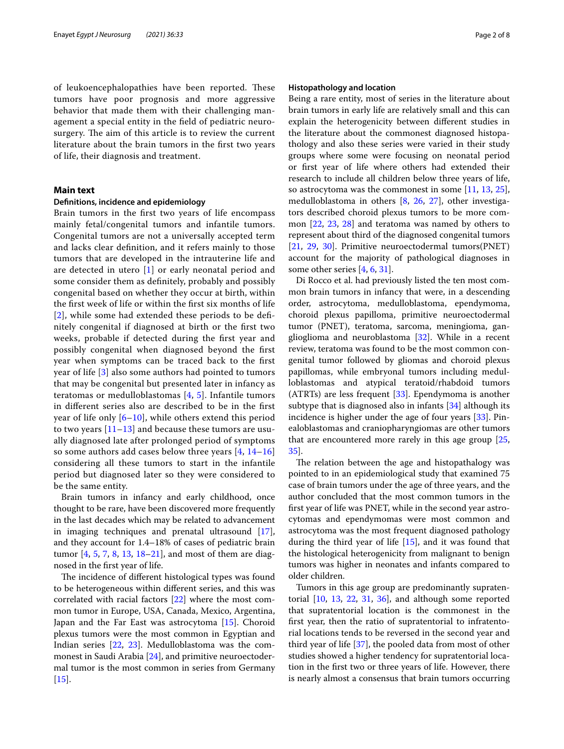of leukoencephalopathies have been reported. These tumors have poor prognosis and more aggressive behavior that made them with their challenging management a special entity in the field of pediatric neurosurgery. The aim of this article is to review the current literature about the brain tumors in the first two years of life, their diagnosis and treatment.

## Main text

### Definitions, incidence and epidemiology

Brain tumors in the first two years of life encompass mainly fetal/congenital tumors and infantile tumors. Congenital tumors are not a universally accepted term and lacks clear definition, and it refers mainly to those tumors that are developed in the intrauterine life and are detected in utero [1] or early neonatal period and some consider them as definitely, probably and possibly congenital based on whether they occur at birth, within the first week of life or within the first six months of life [2], while some had extended these periods to be definitely congenital if diagnosed at birth or the first two weeks, probable if detected during the first year and possibly congenital when diagnosed beyond the first year when symptoms can be traced back to the first year of life [3] also some authors had pointed to tumors that may be congenital but presented later in infancy as teratomas or medulloblastomas [4, 5]. Infantile tumors in different series also are described to be in the first year of life only [6–10], while others extend this period to two years [11–13] and because these tumors are usually diagnosed late after prolonged period of symptoms so some authors add cases below three years [4, 14–16] considering all these tumors to start in the infantile period but diagnosed later so they were considered to be the same entity.

Brain tumors in infancy and early childhood, once thought to be rare, have been discovered more frequently in the last decades which may be related to advancement in imaging techniques and prenatal ultrasound [17], and they account for 1.4–18% of cases of pediatric brain tumor [4, 5, 7, 8, 13, 18–21], and most of them are diagnosed in the first year of life.

The incidence of different histological types was found to be heterogeneous within different series, and this was correlated with racial factors [22] where the most common tumor in Europe, USA, Canada, Mexico, Argentina, Japan and the Far East was astrocytoma [15]. Choroid plexus tumors were the most common in Egyptian and Indian series [22, 23]. Medulloblastoma was the commonest in Saudi Arabia [24], and primitive neuroectodermal tumor is the most common in series from Germany [15].

### Histopathology and location

Being a rare entity, most of series in the literature about brain tumors in early life are relatively small and this can explain the heterogenicity between different studies in the literature about the commonest diagnosed histopathology and also these series were varied in their study groups where some were focusing on neonatal period or first year of life where others had extended their research to include all children below three years of life, so astrocytoma was the commonest in some [11, 13, 25], medulloblastoma in others [8, 26, 27], other investigators described choroid plexus tumors to be more common [22, 23, 28] and teratoma was named by others to represent about third of the diagnosed congenital tumors [21, 29, 30]. Primitive neuroectodermal tumors(PNET) account for the majority of pathological diagnoses in some other series [4, 6, 31].

Di Rocco et al. had previously listed the ten most common brain tumors in infancy that were, in a descending order, astrocytoma, medulloblastoma, ependymoma, choroid plexus papilloma, primitive neuroectodermal tumor (PNET), teratoma, sarcoma, meningioma, ganglioglioma and neuroblastoma [32]. While in a recent review, teratoma was found to be the most common congenital tumor followed by gliomas and choroid plexus papillomas, while embryonal tumors including medulloblastomas and atypical teratoid/rhabdoid tumors (ATRTs) are less frequent [33]. Ependymoma is another subtype that is diagnosed also in infants [34] although its incidence is higher under the age of four years [33]. Pinealoblastomas and craniopharyngiomas are other tumors that are encountered more rarely in this age group [25, 35].

The relation between the age and histopathalogy was pointed to in an epidemiological study that examined 75 case of brain tumors under the age of three years, and the author concluded that the most common tumors in the first year of life was PNET, while in the second year astrocytomas and ependymomas were most common and astrocytoma was the most frequent diagnosed pathology during the third year of life [15], and it was found that the histological heterogenicity from malignant to benign tumors was higher in neonates and infants compared to older children.

Tumors in this age group are predominantly supratentorial [10, 13, 22, 31, 36], and although some reported that supratentorial location is the commonest in the first year, then the ratio of supratentorial to infratentorial locations tends to be reversed in the second year and third year of life [37], the pooled data from most of other studies showed a higher tendency for supratentorial location in the first two or three years of life. However, there is nearly almost a consensus that brain tumors occurring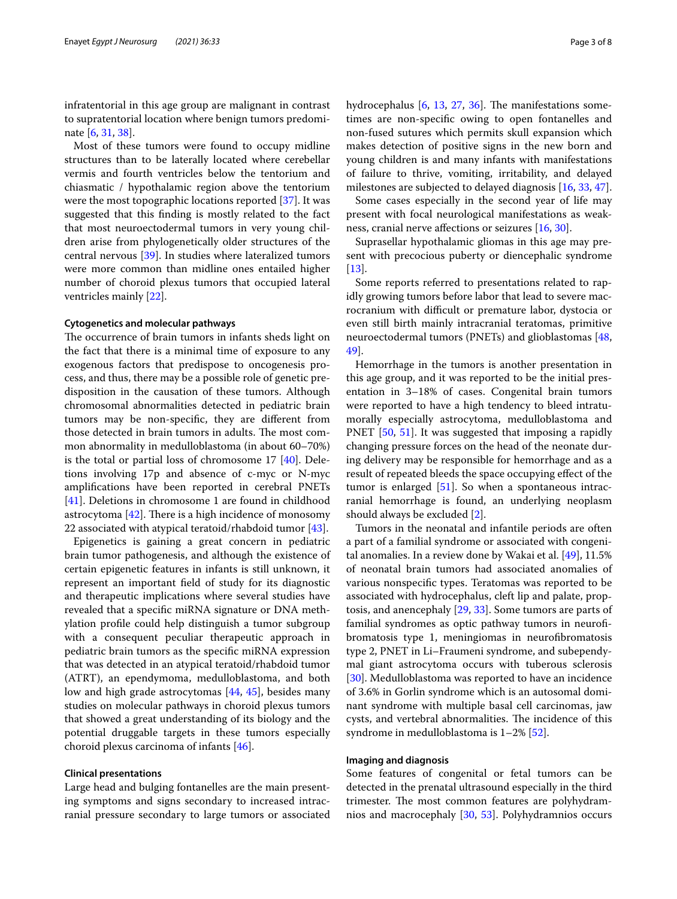infratentorial in this age group are malignant in contrast to supratentorial location where benign tumors predominate [6, 31, 38].

Most of these tumors were found to occupy midline structures than to be laterally located where cerebellar vermis and fourth ventricles below the tentorium and chiasmatic / hypothalamic region above the tentorium were the most topographic locations reported [37]. It was suggested that this finding is mostly related to the fact that most neuroectodermal tumors in very young children arise from phylogenetically older structures of the central nervous [39]. In studies where lateralized tumors were more common than midline ones entailed higher number of choroid plexus tumors that occupied lateral ventricles mainly [22].

### Cytogenetics and molecular pathways

The occurrence of brain tumors in infants sheds light on the fact that there is a minimal time of exposure to any exogenous factors that predispose to oncogenesis process, and thus, there may be a possible role of genetic predisposition in the causation of these tumors. Although chromosomal abnormalities detected in pediatric brain tumors may be non-specific, they are different from those detected in brain tumors in adults. The most common abnormality in medulloblastoma (in about 60–70%) is the total or partial loss of chromosome 17 [40]. Deletions involving 17p and absence of c-myc or N-myc amplifications have been reported in cerebral PNETs [41]. Deletions in chromosome 1 are found in childhood astrocytoma [42]. There is a high incidence of monosomy 22 associated with atypical teratoid/rhabdoid tumor [43].

Epigenetics is gaining a great concern in pediatric brain tumor pathogenesis, and although the existence of certain epigenetic features in infants is still unknown, it represent an important field of study for its diagnostic and therapeutic implications where several studies have revealed that a specific miRNA signature or DNA methylation profile could help distinguish a tumor subgroup with a consequent peculiar therapeutic approach in pediatric brain tumors as the specific miRNA expression that was detected in an atypical teratoid/rhabdoid tumor (ATRT), an ependymoma, medulloblastoma, and both low and high grade astrocytomas [44, 45], besides many studies on molecular pathways in choroid plexus tumors that showed a great understanding of its biology and the potential druggable targets in these tumors especially choroid plexus carcinoma of infants [46].

### Clinical presentations

Large head and bulging fontanelles are the main presenting symptoms and signs secondary to increased intracranial pressure secondary to large tumors or associated hydrocephalus [6, 13, 27, 36]. The manifestations sometimes are non-specific owing to open fontanelles and non-fused sutures which permits skull expansion which makes detection of positive signs in the new born and young children is and many infants with manifestations of failure to thrive, vomiting, irritability, and delayed milestones are subjected to delayed diagnosis [16, 33, 47].

Some cases especially in the second year of life may present with focal neurological manifestations as weakness, cranial nerve affections or seizures [16, 30].

Suprasellar hypothalamic gliomas in this age may present with precocious puberty or diencephalic syndrome [13].

Some reports referred to presentations related to rapidly growing tumors before labor that lead to severe macrocranium with difficult or premature labor, dystocia or even still birth mainly intracranial teratomas, primitive neuroectodermal tumors (PNETs) and glioblastomas [48, 49].

Hemorrhage in the tumors is another presentation in this age group, and it was reported to be the initial presentation in 3–18% of cases. Congenital brain tumors were reported to have a high tendency to bleed intratumorally especially astrocytoma, medulloblastoma and PNET [50, 51]. It was suggested that imposing a rapidly changing pressure forces on the head of the neonate during delivery may be responsible for hemorrhage and as a result of repeated bleeds the space occupying effect of the tumor is enlarged [51]. So when a spontaneous intracranial hemorrhage is found, an underlying neoplasm should always be excluded [2].

Tumors in the neonatal and infantile periods are often a part of a familial syndrome or associated with congenital anomalies. In a review done by Wakai et al. [49], 11.5% of neonatal brain tumors had associated anomalies of various nonspecific types. Teratomas was reported to be associated with hydrocephalus, cleft lip and palate, proptosis, and anencephaly [29, 33]. Some tumors are parts of familial syndromes as optic pathway tumors in neurofibromatosis type 1, meningiomas in neurofibromatosis type 2, PNET in Li–Fraumeni syndrome, and subependymal giant astrocytoma occurs with tuberous sclerosis [30]. Medulloblastoma was reported to have an incidence of 3.6% in Gorlin syndrome which is an autosomal dominant syndrome with multiple basal cell carcinomas, jaw cysts, and vertebral abnormalities. The incidence of this syndrome in medulloblastoma is 1–2% [52].

### Imaging and diagnosis

Some features of congenital or fetal tumors can be detected in the prenatal ultrasound especially in the third trimester. The most common features are polyhydramnios and macrocephaly [30, 53]. Polyhydramnios occurs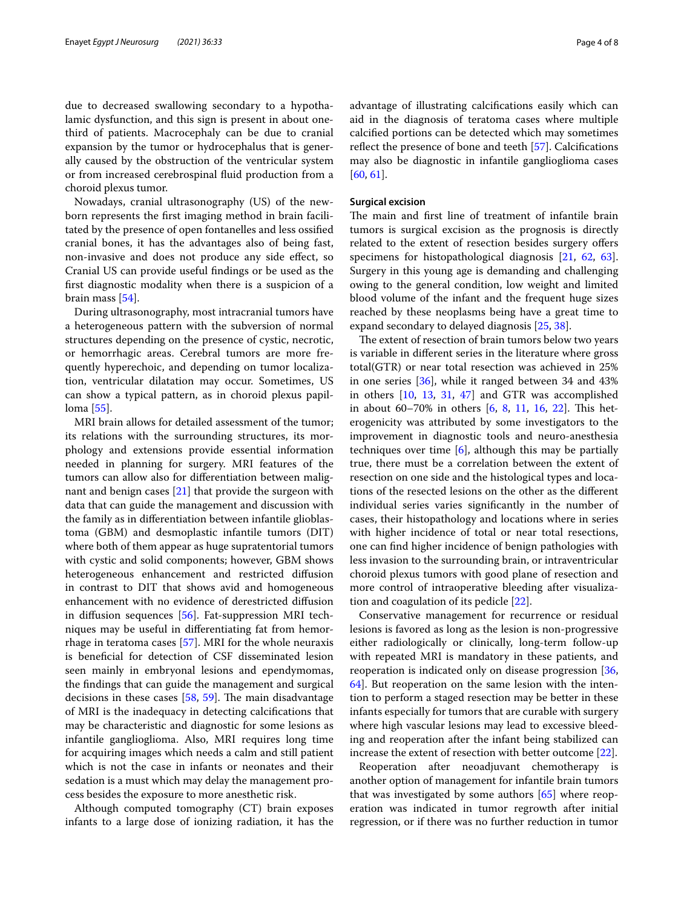due to decreased swallowing secondary to a hypothalamic dysfunction, and this sign is present in about one-third of patients. Macrocephaly can be due to cranial expansion by the tumor or hydrocephalus that is generally caused by the obstruction of the ventricular system or from increased cerebrospinal fluid production from a choroid plexus tumor.

Nowadays, cranial ultrasonography (US) of the newborn represents the first imaging method in brain facilitated by the presence of open fontanelles and less ossified cranial bones, it has the advantages also of being fast, non-invasive and does not produce any side effect, so Cranial US can provide useful findings or be used as the first diagnostic modality when there is a suspicion of a brain mass [54].

During ultrasonography, most intracranial tumors have a heterogeneous pattern with the subversion of normal structures depending on the presence of cystic, necrotic, or hemorrhagic areas. Cerebral tumors are more frequently hyperechoic, and depending on tumor localization, ventricular dilatation may occur. Sometimes, US can show a typical pattern, as in choroid plexus papilloma [55].

MRI brain allows for detailed assessment of the tumor; its relations with the surrounding structures, its morphology and extensions provide essential information needed in planning for surgery. MRI features of the tumors can allow also for differentiation between malignant and benign cases [21] that provide the surgeon with data that can guide the management and discussion with the family as in differentiation between infantile glioblastoma (GBM) and desmoplastic infantile tumors (DIT) where both of them appear as huge supratentorial tumors with cystic and solid components; however, GBM shows heterogeneous enhancement and restricted diffusion in contrast to DIT that shows avid and homogeneous enhancement with no evidence of derestricted diffusion in diffusion sequences [56]. Fat-suppression MRI techniques may be useful in differentiating fat from hemorrhage in teratoma cases [57]. MRI for the whole neuraxis is beneficial for detection of CSF disseminated lesion seen mainly in embryonal lesions and ependymomas, the findings that can guide the management and surgical decisions in these cases [58, 59]. The main disadvantage of MRI is the inadequacy in detecting calcifications that may be characteristic and diagnostic for some lesions as infantile ganglioglioma. Also, MRI requires long time for acquiring images which needs a calm and still patient which is not the case in infants or neonates and their sedation is a must which may delay the management process besides the exposure to more anesthetic risk.

Although computed tomography (CT) brain exposes infants to a large dose of ionizing radiation, it has the advantage of illustrating calcifications easily which can aid in the diagnosis of teratoma cases where multiple calcified portions can be detected which may sometimes reflect the presence of bone and teeth [57]. Calcifications may also be diagnostic in infantile ganglioglioma cases [60, 61].

### Surgical excision

The main and first line of treatment of infantile brain tumors is surgical excision as the prognosis is directly related to the extent of resection besides surgery offers specimens for histopathological diagnosis [21, 62, 63]. Surgery in this young age is demanding and challenging owing to the general condition, low weight and limited blood volume of the infant and the frequent huge sizes reached by these neoplasms being have a great time to expand secondary to delayed diagnosis [25, 38].

The extent of resection of brain tumors below two years is variable in different series in the literature where gross total(GTR) or near total resection was achieved in 25% in one series [36], while it ranged between 34 and 43% in others [10, 13, 31, 47] and GTR was accomplished in about 60–70% in others [6, 8, 11, 16, 22]. This heterogeneity was attributed by some investigators to the improvement in diagnostic tools and neuro-anesthesia techniques over time [6], although this may be partially true, there must be a correlation between the extent of resection on one side and the histological types and locations of the resected lesions on the other as the different individual series varies significantly in the number of cases, their histopathology and locations where in series with higher incidence of total or near total resections, one can find higher incidence of benign pathologies with less invasion to the surrounding brain, or intraventricular choroid plexus tumors with good plane of resection and more control of intraoperative bleeding after visualization and coagulation of its pedicle [22].

Conservative management for recurrence or residual lesions is favored as long as the lesion is non-progressive either radiologically or clinically, long-term follow-up with repeated MRI is mandatory in these patients, and reoperation is indicated only on disease progression [36, 64]. But reoperation on the same lesion with the intention to perform a staged resection may be better in these infants especially for tumors that are curable with surgery where high vascular lesions may lead to excessive bleeding and reoperation after the infant being stabilized can increase the extent of resection with better outcome [22].

Reoperation after neoadjuvant chemotherapy is another option of management for infantile brain tumors that was investigated by some authors [65] where reoperation was indicated in tumor regrowth after initial regression, or if there was no further reduction in tumor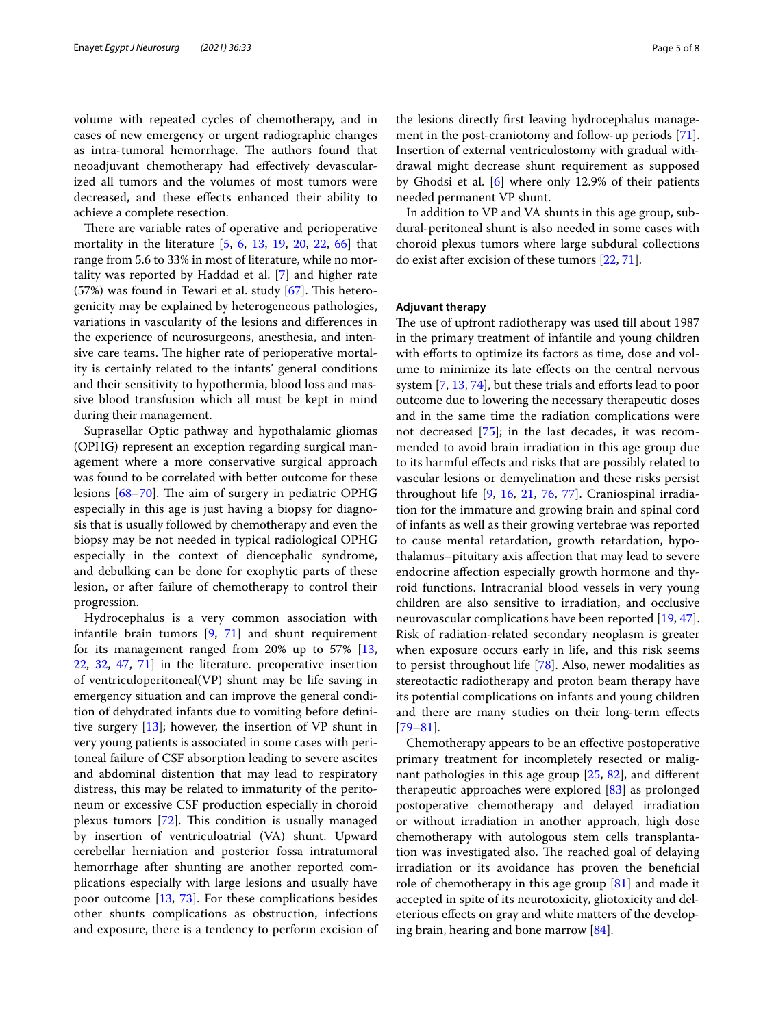volume with repeated cycles of chemotherapy, and in cases of new emergency or urgent radiographic changes as intra-tumoral hemorrhage. The authors found that neoadjuvant chemotherapy had effectively devascularized all tumors and the volumes of most tumors were decreased, and these effects enhanced their ability to achieve a complete resection.

There are variable rates of operative and perioperative mortality in the literature [5, 6, 13, 19, 20, 22, 66] that range from 5.6 to 33% in most of literature, while no mortality was reported by Haddad et al. [7] and higher rate (57%) was found in Tewari et al. study [67]. This heterogenicity may be explained by heterogeneous pathologies, variations in vascularity of the lesions and differences in the experience of neurosurgeons, anesthesia, and intensive care teams. The higher rate of perioperative mortality is certainly related to the infants' general conditions and their sensitivity to hypothermia, blood loss and massive blood transfusion which all must be kept in mind during their management.

Suprasellar Optic pathway and hypothalamic gliomas (OPHG) represent an exception regarding surgical management where a more conservative surgical approach was found to be correlated with better outcome for these lesions [68–70]. The aim of surgery in pediatric OPHG especially in this age is just having a biopsy for diagnosis that is usually followed by chemotherapy and even the biopsy may be not needed in typical radiological OPHG especially in the context of diencephalic syndrome, and debulking can be done for exophytic parts of these lesion, or after failure of chemotherapy to control their progression.

Hydrocephalus is a very common association with infantile brain tumors [9, 71] and shunt requirement for its management ranged from 20% up to 57% [13, 22, 32, 47, 71] in the literature. preoperative insertion of ventriculoperitoneal(VP) shunt may be life saving in emergency situation and can improve the general condition of dehydrated infants due to vomiting before definitive surgery [13]; however, the insertion of VP shunt in very young patients is associated in some cases with peritoneal failure of CSF absorption leading to severe ascites and abdominal distention that may lead to respiratory distress, this may be related to immaturity of the peritoneum or excessive CSF production especially in choroid plexus tumors [72]. This condition is usually managed by insertion of ventriculoatrial (VA) shunt. Upward cerebellar herniation and posterior fossa intratumoral hemorrhage after shunting are another reported complications especially with large lesions and usually have poor outcome [13, 73]. For these complications besides other shunts complications as obstruction, infections and exposure, there is a tendency to perform excision of the lesions directly first leaving hydrocephalus management in the post-craniotomy and follow-up periods [71]. Insertion of external ventriculostomy with gradual withdrawal might decrease shunt requirement as supposed by Ghodsi et al. [6] where only 12.9% of their patients needed permanent VP shunt.

In addition to VP and VA shunts in this age group, subdural-peritoneal shunt is also needed in some cases with choroid plexus tumors where large subdural collections do exist after excision of these tumors [22, 71].

### Adjuvant therapy

The use of upfront radiotherapy was used till about 1987 in the primary treatment of infantile and young children with efforts to optimize its factors as time, dose and volume to minimize its late effects on the central nervous system [7, 13, 74], but these trials and efforts lead to poor outcome due to lowering the necessary therapeutic doses and in the same time the radiation complications were not decreased [75]; in the last decades, it was recommended to avoid brain irradiation in this age group due to its harmful effects and risks that are possibly related to vascular lesions or demyelination and these risks persist throughout life [9, 16, 21, 76, 77]. Craniospinal irradiation for the immature and growing brain and spinal cord of infants as well as their growing vertebrae was reported to cause mental retardation, growth retardation, hypothalamus–pituitary axis affection that may lead to severe endocrine affection especially growth hormone and thyroid functions. Intracranial blood vessels in very young children are also sensitive to irradiation, and occlusive neurovascular complications have been reported [19, 47]. Risk of radiation-related secondary neoplasm is greater when exposure occurs early in life, and this risk seems to persist throughout life [78]. Also, newer modalities as stereotactic radiotherapy and proton beam therapy have its potential complications on infants and young children and there are many studies on their long-term effects [79–81].

Chemotherapy appears to be an effective postoperative primary treatment for incompletely resected or malignant pathologies in this age group [25, 82], and different therapeutic approaches were explored [83] as prolonged postoperative chemotherapy and delayed irradiation or without irradiation in another approach, high dose chemotherapy with autologous stem cells transplantation was investigated also. The reached goal of delaying irradiation or its avoidance has proven the beneficial role of chemotherapy in this age group [81] and made it accepted in spite of its neurotoxicity, gliotoxicity and deleterious effects on gray and white matters of the developing brain, hearing and bone marrow [84].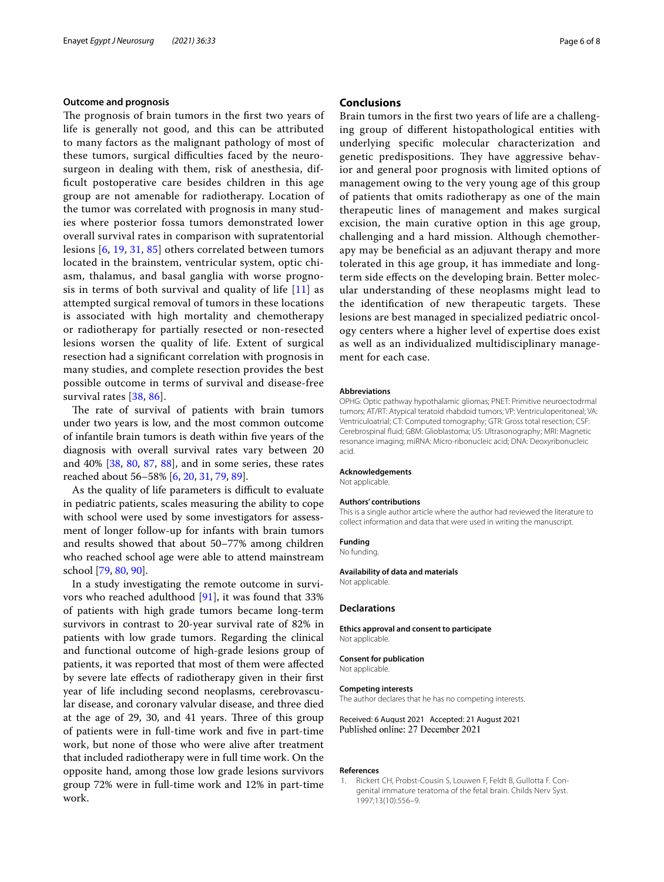### Outcome and prognosis

The prognosis of brain tumors in the first two years of life is generally not good, and this can be attributed to many factors as the malignant pathology of most of these tumors, surgical difficulties faced by the neurosurgeon in dealing with them, risk of anesthesia, difficult postoperative care besides children in this age group are not amenable for radiotherapy. Location of the tumor was correlated with prognosis in many studies where posterior fossa tumors demonstrated lower overall survival rates in comparison with supratentorial lesions [6, 19, 31, 85] others correlated between tumors located in the brainstem, ventricular system, optic chiasm, thalamus, and basal ganglia with worse prognosis in terms of both survival and quality of life [11] as attempted surgical removal of tumors in these locations is associated with high mortality and chemotherapy or radiotherapy for partially resected or non-resected lesions worsen the quality of life. Extent of surgical resection had a significant correlation with prognosis in many studies, and complete resection provides the best possible outcome in terms of survival and disease-free survival rates [38, 86].

The rate of survival of patients with brain tumors under two years is low, and the most common outcome of infantile brain tumors is death within five years of the diagnosis with overall survival rates vary between 20 and 40% [38, 80, 87, 88], and in some series, these rates reached about 56–58% [6, 20, 31, 79, 89].

As the quality of life parameters is difficult to evaluate in pediatric patients, scales measuring the ability to cope with school were used by some investigators for assessment of longer follow-up for infants with brain tumors and results showed that about 50–77% among children who reached school age were able to attend mainstream school [79, 80, 90].

In a study investigating the remote outcome in survivors who reached adulthood [91], it was found that 33% of patients with high grade tumors became long-term survivors in contrast to 20-year survival rate of 82% in patients with low grade tumors. Regarding the clinical and functional outcome of high-grade lesions group of patients, it was reported that most of them were affected by severe late effects of radiotherapy given in their first year of life including second neoplasms, cerebrovascular disease, and coronary valvular disease, and three died at the age of 29, 30, and 41 years. Three of this group of patients were in full-time work and five in part-time work, but none of those who were alive after treatment that included radiotherapy were in full time work. On the opposite hand, among those low grade lesions survivors group 72% were in full-time work and 12% in part-time work.

## Conclusions

Brain tumors in the first two years of life are a challenging group of different histopathological entities with underlying specific molecular characterization and genetic predispositions. They have aggressive behavior and general poor prognosis with limited options of management owing to the very young age of this group of patients that omits radiotherapy as one of the main therapeutic lines of management and makes surgical excision, the main curative option in this age group, challenging and a hard mission. Although chemotherapy may be beneficial as an adjuvant therapy and more tolerated in this age group, it has immediate and long-term side effects on the developing brain. Better molecular understanding of these neoplasms might lead to the identification of new therapeutic targets. These lesions are best managed in specialized pediatric oncology centers where a higher level of expertise does exist as well as an individualized multidisciplinary management for each case.

#### Abbreviations

OPHG: Optic pathway hypothalamic gliomas; PNET: Primitive neuroectodrmal tumors; AT/RT: Atypical teratoid rhabdoid tumors; VP: Ventriculoperitoneal; VA: Ventriculoatrial; CT: Computed tomography; GTR: Gross total resection; CSF: Cerebrospinal fluid; GBM: Glioblastoma; US: Ultrasonography; MRI: Magnetic resonance imaging; miRNA: Micro-ribonucleic acid; DNA: Deoxyribonucleic acid.

#### Acknowledgements

Not applicable.

#### Authors' contributions

This is a single author article where the author had reviewed the literature to collect information and data that were used in writing the manuscript.

#### Funding

No funding.

#### Availability of data and materials

Not applicable.

### Declarations

#### Ethics approval and consent to participate

Not applicable.

#### Consent for publication

Not applicable.

#### Competing interests

The author declares that he has no competing interests.

Received: 6 August 2021 Accepted: 21 August 2021
Published online: 27 December 2021

#### References

1. Rickert CH, Probst-Cousin S, Louwen F, Feldt B, Gullotta F. Congenital immature teratoma of the fetal brain. Childs Nerv Syst. 1997;13(10):556–9.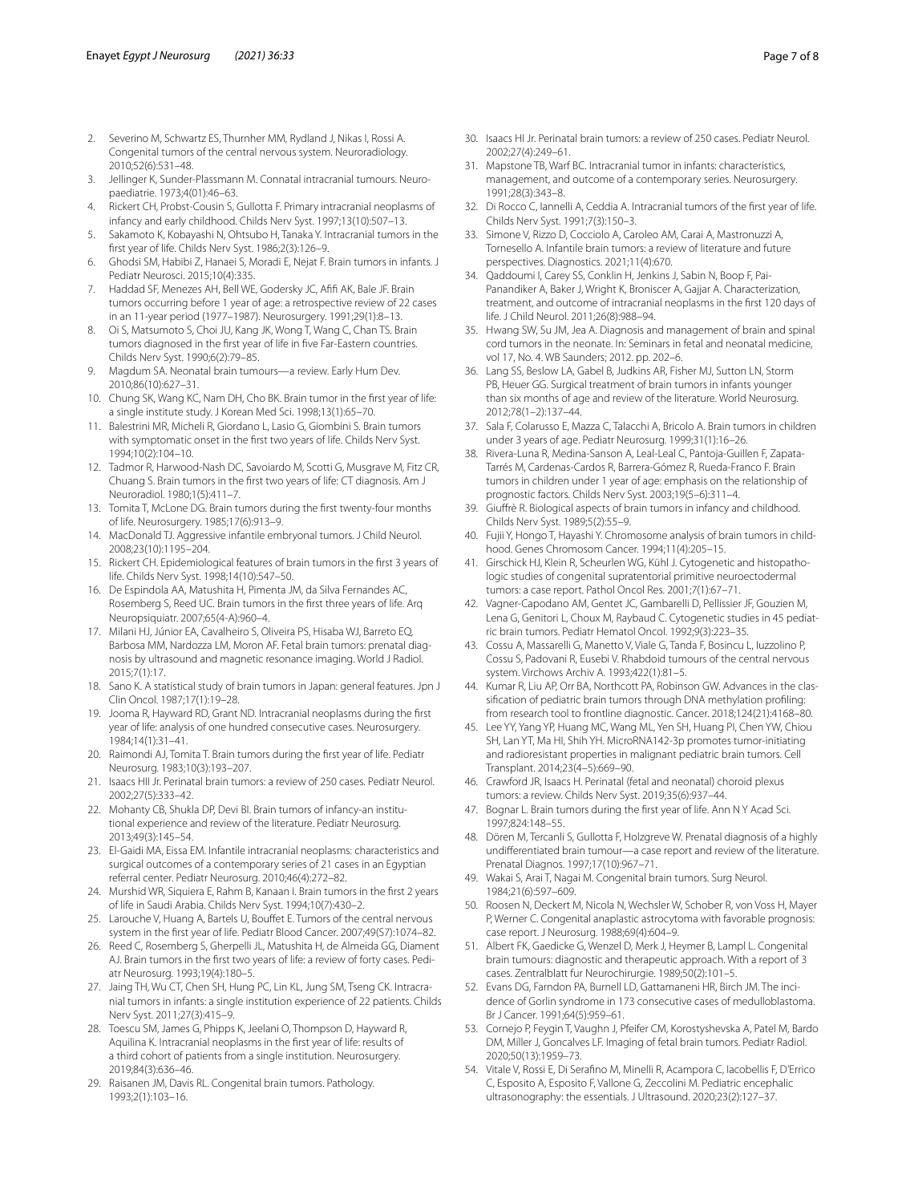2. Severino M, Schwartz ES, Thurnher MM, Rydland J, Nikas I, Rossi A. Congenital tumors of the central nervous system. Neuroradiology. 2010;52(6):531–48.
3. Jellinger K, Sunder-Plassmann M. Connatal intracranial tumours. Neuropaediatrie. 1973;4(01):46–63.
4. Rickert CH, Probst-Cousin S, Gullotta F. Primary intracranial neoplasms of infancy and early childhood. Childs Nerv Syst. 1997;13(10):507–13.
5. Sakamoto K, Kobayashi N, Ohtsubo H, Tanaka Y. Intracranial tumors in the first year of life. Childs Nerv Syst. 1986;2(3):126–9.
6. Ghodsi SM, Habibi Z, Hanaei S, Moradi E, Nejat F. Brain tumors in infants. J Pediatr Neurosci. 2015;10(4):335.
7. Haddad SF, Menezes AH, Bell WE, Godersky JC, Afifi AK, Bale JF. Brain tumors occurring before 1 year of age: a retrospective review of 22 cases in an 11-year period (1977–1987). Neurosurgery. 1991;29(1):8–13.
8. Oi S, Matsumoto S, Choi JU, Kang JK, Wong T, Wang C, Chan TS. Brain tumors diagnosed in the first year of life in five Far-Eastern countries. Childs Nerv Syst. 1990;6(2):79–85.
9. Magdum SA. Neonatal brain tumours—a review. Early Hum Dev. 2010;86(10):627–31.
10. Chung SK, Wang KC, Nam DH, Cho BK. Brain tumor in the first year of life: a single institute study. J Korean Med Sci. 1998;13(1):65–70.
11. Balestrini MR, Micheli R, Giordano L, Lasio G, Giombini S. Brain tumors with symptomatic onset in the first two years of life. Childs Nerv Syst. 1994;10(2):104–10.
12. Tadmor R, Harwood-Nash DC, Savoiardo M, Scotti G, Musgrave M, Fitz CR, Chuang S. Brain tumors in the first two years of life: CT diagnosis. Am J Neuroradiol. 1980;1(5):411–7.
13. Tomita T, McLone DG. Brain tumors during the first twenty-four months of life. Neurosurgery. 1985;17(6):913–9.
14. MacDonald TJ. Aggressive infantile embryonal tumors. J Child Neurol. 2008;23(10):1195–204.
15. Rickert CH. Epidemiological features of brain tumors in the first 3 years of life. Childs Nerv Syst. 1998;14(10):547–50.
16. De Espindola AA, Matushita H, Pimenta JM, da Silva Fernandes AC, Rosemberg S, Reed UC. Brain tumors in the first three years of life. Arq Neuropsiquiatr. 2007;65(4-A):960–4.
17. Milani HJ, Júnior EA, Cavalheiro S, Oliveira PS, Hisaba WJ, Barreto EQ, Barbosa MM, Nardozza LM, Moron AF. Fetal brain tumors: prenatal diagnosis by ultrasound and magnetic resonance imaging. World J Radiol. 2015;7(1):17.
18. Sano K. A statistical study of brain tumors in Japan: general features. Jpn J Clin Oncol. 1987;17(1):19–28.
19. Jooma R, Hayward RD, Grant ND. Intracranial neoplasms during the first year of life: analysis of one hundred consecutive cases. Neurosurgery. 1984;14(1):31–41.
20. Raimondi AJ, Tomita T. Brain tumors during the first year of life. Pediatr Neurosurg. 1983;10(3):193–207.
21. Isaacs HII Jr. Perinatal brain tumors: a review of 250 cases. Pediatr Neurol. 2002;27(5):333–42.
22. Mohanty CB, Shukla DP, Devi BI. Brain tumors of infancy-an institutional experience and review of the literature. Pediatr Neurosurg. 2013;49(3):145–54.
23. El-Gaidi MA, Eissa EM. Infantile intracranial neoplasms: characteristics and surgical outcomes of a contemporary series of 21 cases in an Egyptian referral center. Pediatr Neurosurg. 2010;46(4):272–82.
24. Murshid WR, Siquiera E, Rahm B, Kanaan I. Brain tumors in the first 2 years of life in Saudi Arabia. Childs Nerv Syst. 1994;10(7):430–2.
25. Larouche V, Huang A, Bartels U, Bouffet E. Tumors of the central nervous system in the first year of life. Pediatr Blood Cancer. 2007;49(S7):1074–82.
26. Reed C, Rosemberg S, Gherpelli JL, Matushita H, de Almeida GG, Diament AJ. Brain tumors in the first two years of life: a review of forty cases. Pediatr Neurosurg. 1993;19(4):180–5.
27. Jaing TH, Wu CT, Chen SH, Hung PC, Lin KL, Jung SM, Tseng CK. Intracranial tumors in infants: a single institution experience of 22 patients. Childs Nerv Syst. 2011;27(3):415–9.
28. Toescu SM, James G, Phipps K, Jeelani O, Thompson D, Hayward R, Aquilina K. Intracranial neoplasms in the first year of life: results of a third cohort of patients from a single institution. Neurosurgery. 2019;84(3):636–46.
29. Raisanen JM, Davis RL. Congenital brain tumors. Pathology. 1993;2(1):103–16.
30. Isaacs HI Jr. Perinatal brain tumors: a review of 250 cases. Pediatr Neurol. 2002;27(4):249–61.
31. Mapstone TB, Warf BC. Intracranial tumor in infants: characteristics, management, and outcome of a contemporary series. Neurosurgery. 1991;28(3):343–8.
32. Di Rocco C, Iannelli A, Ceddia A. Intracranial tumors of the first year of life. Childs Nerv Syst. 1991;7(3):150–3.
33. Simone V, Rizzo D, Cocciolo A, Caroleo AM, Carai A, Mastronuzzi A, Tornesello A. Infantile brain tumors: a review of literature and future perspectives. Diagnostics. 2021;11(4):670.
34. Qaddoumi I, Carey SS, Conklin H, Jenkins J, Sabin N, Boop F, Pai-Panandiker A, Baker J, Wright K, Broniscer A, Gajjar A. Characterization, treatment, and outcome of intracranial neoplasms in the first 120 days of life. J Child Neurol. 2011;26(8):988–94.
35. Hwang SW, Su JM, Jea A. Diagnosis and management of brain and spinal cord tumors in the neonate. In: Seminars in fetal and neonatal medicine, vol 17, No. 4. WB Saunders; 2012. pp. 202–6.
36. Lang SS, Beslow LA, Gabel B, Judkins AR, Fisher MJ, Sutton LN, Storm PB, Heuer GG. Surgical treatment of brain tumors in infants younger than six months of age and review of the literature. World Neurosurg. 2012;78(1–2):137–44.
37. Sala F, Colarusso E, Mazza C, Talacchi A, Bricolo A. Brain tumors in children under 3 years of age. Pediatr Neurosurg. 1999;31(1):16–26.
38. Rivera-Luna R, Medina-Sanson A, Leal-Leal C, Pantoja-Guillen F, Zapata-Tarrés M, Cardenas-Cardos R, Barrera-Gómez R, Rueda-Franco F. Brain tumors in children under 1 year of age: emphasis on the relationship of prognostic factors. Childs Nerv Syst. 2003;19(5–6):311–4.
39. Giuffrè R. Biological aspects of brain tumors in infancy and childhood. Childs Nerv Syst. 1989;5(2):55–9.
40. Fujii Y, Hongo T, Hayashi Y. Chromosome analysis of brain tumors in childhood. Genes Chromosom Cancer. 1994;11(4):205–15.
41. Girschick HJ, Klein R, Scheurlen WG, Kühl J. Cytogenetic and histopathologic studies of congenital supratentorial primitive neuroectodermal tumors: a case report. Pathol Oncol Res. 2001;7(1):67–71.
42. Vagner-Capodano AM, Gentet JC, Gambarelli D, Pellissier JF, Gouzien M, Lena G, Genitori L, Choux M, Raybaud C. Cytogenetic studies in 45 pediatric brain tumors. Pediatr Hematol Oncol. 1992;9(3):223–35.
43. Cossu A, Massarelli G, Manetto V, Viale G, Tanda F, Bosincu L, Iuzzolino P, Cossu S, Padovani R, Eusebi V. Rhabdoid tumours of the central nervous system. Virchows Archiv A. 1993;422(1):81–5.
44. Kumar R, Liu AP, Orr BA, Northcott PA, Robinson GW. Advances in the classification of pediatric brain tumors through DNA methylation profiling: from research tool to frontline diagnostic. Cancer. 2018;124(21):4168–80.
45. Lee YY, Yang YP, Huang MC, Wang ML, Yen SH, Huang PI, Chen YW, Chiou SH, Lan YT, Ma HI, Shih YH. MicroRNA142-3p promotes tumor-initiating and radioresistant properties in malignant pediatric brain tumors. Cell Transplant. 2014;23(4–5):669–90.
46. Crawford JR, Isaacs H. Perinatal (fetal and neonatal) choroid plexus tumors: a review. Childs Nerv Syst. 2019;35(6):937–44.
47. Bognar L. Brain tumors during the first year of life. Ann N Y Acad Sci. 1997;824:148–55.
48. Dören M, Tercanli S, Gullotta F, Holzgreve W. Prenatal diagnosis of a highly undifferentiated brain tumour—a case report and review of the literature. Prenatal Diagnos. 1997;17(10):967–71.
49. Wakai S, Arai T, Nagai M. Congenital brain tumors. Surg Neurol. 1984;21(6):597–609.
50. Roosen N, Deckert M, Nicola N, Wechsler W, Schober R, von Voss H, Mayer P, Werner C. Congenital anaplastic astrocytoma with favorable prognosis: case report. J Neurosurg. 1988;69(4):604–9.
51. Albert FK, Gaedicke G, Wenzel D, Merk J, Heymer B, Lampl L. Congenital brain tumours: diagnostic and therapeutic approach. With a report of 3 cases. Zentralblatt fur Neurochirurgie. 1989;50(2):101–5.
52. Evans DG, Farndon PA, Burnell LD, Gattamaneni HR, Birch JM. The incidence of Gorlin syndrome in 173 consecutive cases of medulloblastoma. Br J Cancer. 1991;64(5):959–61.
53. Cornejo P, Feygin T, Vaughn J, Pfeifer CM, Korostyshevska A, Patel M, Bardo DM, Miller J, Goncalves LF. Imaging of fetal brain tumors. Pediatr Radiol. 2020;50(13):1959–73.
54. Vitale V, Rossi E, Di Serafino M, Minelli R, Acampora C, Iacobellis F, D'Errico C, Esposito A, Esposito F, Vallone G, Zeccolini M. Pediatric encephalic ultrasonography: the essentials. J Ultrasound. 2020;23(2):127–37.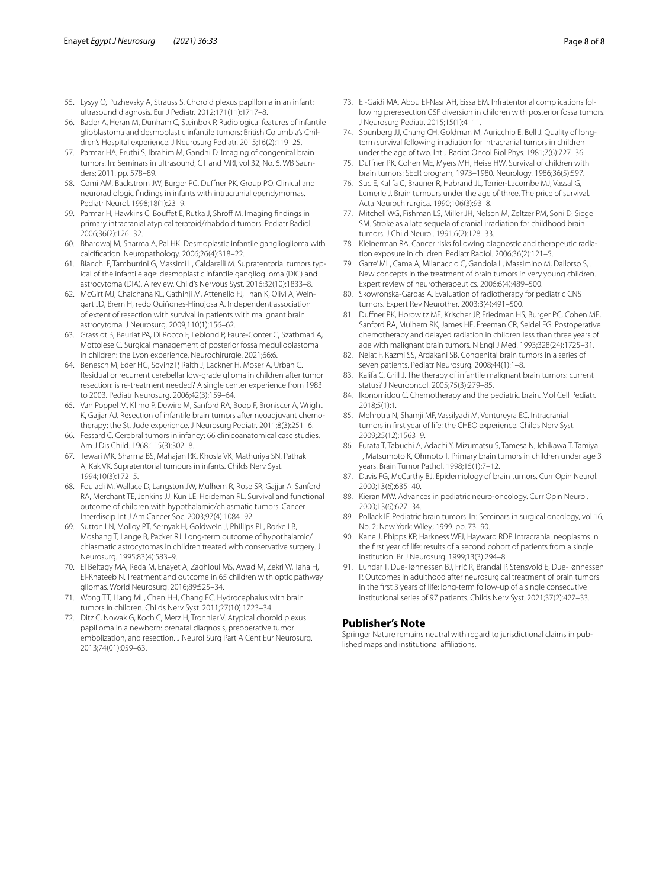55. Lysyy O, Puzhevsky A, Strauss S. Choroid plexus papilloma in an infant: ultrasound diagnosis. Eur J Pediatr. 2012;171(11):1717–8.
56. Bader A, Heran M, Dunham C, Steinbok P. Radiological features of infantile glioblastoma and desmoplastic infantile tumors: British Columbia's Children's Hospital experience. J Neurosurg Pediatr. 2015;16(2):119–25.
57. Parmar HA, Pruthi S, Ibrahim M, Gandhi D. Imaging of congenital brain tumors. In: Seminars in ultrasound, CT and MRI, vol 32, No. 6. WB Saunders; 2011. pp. 578–89.
58. Comi AM, Backstrom JW, Burger PC, Duffner PK, Group PO. Clinical and neuroradiologic findings in infants with intracranial ependymomas. Pediatr Neurol. 1998;18(1):23–9.
59. Parmar H, Hawkins C, Bouffet E, Rutka J, Shroff M. Imaging findings in primary intracranial atypical teratoid/rhabdoid tumors. Pediatr Radiol. 2006;36(2):126–32.
60. Bhardwaj M, Sharma A, Pal HK. Desmoplastic infantile ganglioglioma with calcification. Neuropathology. 2006;26(4):318–22.
61. Bianchi F, Tamburrini G, Massimi L, Caldarelli M. Supratentorial tumors typical of the infantile age: desmoplastic infantile ganglioglioma (DIG) and astrocytoma (DIA). A review. Child's Nervous Syst. 2016;32(10):1833–8.
62. McGirt MJ, Chaichana KL, Gathinji M, Attenello FJ, Than K, Olivi A, Weingart JD, Brem H, redo Quiñones-Hinojosa A. Independent association of extent of resection with survival in patients with malignant brain astrocytoma. J Neurosurg. 2009;110(1):156–62.
63. Grassiot B, Beuriat PA, Di Rocco F, Leblond P, Faure-Conter C, Szathmari A, Mottolese C. Surgical management of posterior fossa medulloblastoma in children: the Lyon experience. Neurochirurgie. 2021;66:6.
64. Benesch M, Eder HG, Sovinz P, Raith J, Lackner H, Moser A, Urban C. Residual or recurrent cerebellar low-grade glioma in children after tumor resection: is re-treatment needed? A single center experience from 1983 to 2003. Pediatr Neurosurg. 2006;42(3):159–64.
65. Van Poppel M, Klimo P, Dewire M, Sanford RA, Boop F, Broniscer A, Wright K, Gajjar AJ. Resection of infantile brain tumors after neoadjuvant chemotherapy: the St. Jude experience. J Neurosurg Pediatr. 2011;8(3):251–6.
66. Fessard C. Cerebral tumors in infancy: 66 clinicoanatomical case studies. Am J Dis Child. 1968;115(3):302–8.
67. Tewari MK, Sharma BS, Mahajan RK, Khosla VK, Mathuriya SN, Pathak A, Kak VK. Supratentorial tumours in infants. Childs Nerv Syst. 1994;10(3):172–5.
68. Fouladi M, Wallace D, Langston JW, Mulhern R, Rose SR, Gajjar A, Sanford RA, Merchant TE, Jenkins JJ, Kun LE, Heideman RL. Survival and functional outcome of children with hypothalamic/chiasmatic tumors. Cancer Interdiscip Int J Am Cancer Soc. 2003;97(4):1084–92.
69. Sutton LN, Molloy PT, Sernyak H, Goldwein J, Phillips PL, Rorke LB, Moshang T, Lange B, Packer RJ. Long-term outcome of hypothalamic/chiasmatic astrocytomas in children treated with conservative surgery. J Neurosurg. 1995;83(4):583–9.
70. El Beltagy MA, Reda M, Enayet A, Zaghloul MS, Awad M, Zekri W, Taha H, El-Khateeb N. Treatment and outcome in 65 children with optic pathway gliomas. World Neurosurg. 2016;89:525–34.
71. Wong TT, Liang ML, Chen HH, Chang FC. Hydrocephalus with brain tumors in children. Childs Nerv Syst. 2011;27(10):1723–34.
72. Ditz C, Nowak G, Koch C, Merz H, Tronnier V. Atypical choroid plexus papilloma in a newborn: prenatal diagnosis, preoperative tumor embolization, and resection. J Neurol Surg Part A Cent Eur Neurosurg. 2013;74(01):059–63.
73. El-Gaidi MA, Abou El-Nasr AH, Eissa EM. Infratentorial complications following preresection CSF diversion in children with posterior fossa tumors. J Neurosurg Pediatr. 2015;15(1):4–11.
74. Spunberg JJ, Chang CH, Goldman M, Auricchio E, Bell J. Quality of long-term survival following irradiation for intracranial tumors in children under the age of two. Int J Radiat Oncol Biol Phys. 1981;7(6):727–36.
75. Duffner PK, Cohen ME, Myers MH, Heise HW. Survival of children with brain tumors: SEER program, 1973–1980. Neurology. 1986;36(5):597.
76. Suc E, Kalifa C, Brauner R, Habrand JL, Terrier-Lacombe MJ, Vassal G, Lemerle J. Brain tumours under the age of three. The price of survival. Acta Neurochirurgica. 1990;106(3):93–8.
77. Mitchell WG, Fishman LS, Miller JH, Nelson M, Zeltzer PM, Soni D, Siegel SM. Stroke as a late sequela of cranial irradiation for childhood brain tumors. J Child Neurol. 1991;6(2):128–33.
78. Kleinerman RA. Cancer risks following diagnostic and therapeutic radiation exposure in children. Pediatr Radiol. 2006;36(2):121–5.
79. Garre' ML, Cama A, Milanaccio C, Gandola L, Massimino M, Dallorso S, . New concepts in the treatment of brain tumors in very young children. Expert review of neurotherapeutics. 2006;6(4):489–500.
80. Skowronska-Gardas A. Evaluation of radiotherapy for pediatric CNS tumors. Expert Rev Neurother. 2003;3(4):491–500.
81. Duffner PK, Horowitz ME, Krischer JP, Friedman HS, Burger PC, Cohen ME, Sanford RA, Mulhern RK, James HE, Freeman CR, Seidel FG. Postoperative chemotherapy and delayed radiation in children less than three years of age with malignant brain tumors. N Engl J Med. 1993;328(24):1725–31.
82. Nejat F, Kazmi SS, Ardakani SB. Congenital brain tumors in a series of seven patients. Pediatr Neurosurg. 2008;44(1):1–8.
83. Kalifa C, Grill J. The therapy of infantile malignant brain tumors: current status? J Neurooncol. 2005;75(3):279–85.
84. Ikonomidou C. Chemotherapy and the pediatric brain. Mol Cell Pediatr. 2018;5(1):1.
85. Mehrotra N, Shamji MF, Vassilyadi M, Ventureyra EC. Intracranial tumors in first year of life: the CHEO experience. Childs Nerv Syst. 2009;25(12):1563–9.
86. Furata T, Tabuchi A, Adachi Y, Mizumatsu S, Tamesa N, Ichikawa T, Tamiya T, Matsumoto K, Ohmoto T. Primary brain tumors in children under age 3 years. Brain Tumor Pathol. 1998;15(1):7–12.
87. Davis FG, McCarthy BJ. Epidemiology of brain tumors. Curr Opin Neurol. 2000;13(6):635–40.
88. Kieran MW. Advances in pediatric neuro-oncology. Curr Opin Neurol. 2000;13(6):627–34.
89. Pollack IF. Pediatric brain tumors. In: Seminars in surgical oncology, vol 16, No. 2; New York: Wiley; 1999. pp. 73–90.
90. Kane J, Phipps KP, Harkness WFJ, Hayward RDP. Intracranial neoplasms in the first year of life: results of a second cohort of patients from a single institution. Br J Neurosurg. 1999;13(3):294–8.
91. Lundar T, Due-Tønnessen BJ, Frič R, Brandal P, Stensvold E, Due-Tønnessen P. Outcomes in adulthood after neurosurgical treatment of brain tumors in the first 3 years of life: long-term follow-up of a single consecutive institutional series of 97 patients. Childs Nerv Syst. 2021;37(2):427–33.

## Publisher's Note

Springer Nature remains neutral with regard to jurisdictional claims in published maps and institutional affiliations.